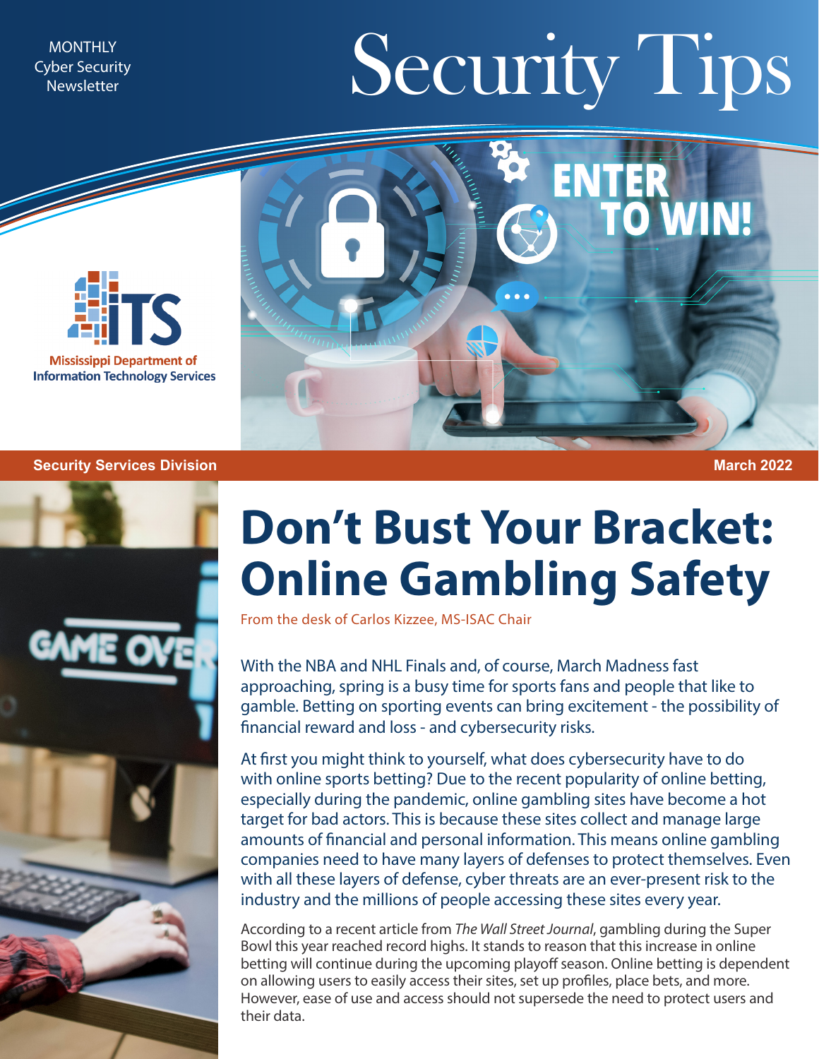MONTHLY
Cyber Security
Newsletter

# Security Tips

Mississippi Department of Information Technology Services

**Security Services Division** **March 2022**

# Don't Bust Your Bracket: Online Gambling Safety

From the desk of Carlos Kizzee, MS-ISAC Chair

With the NBA and NHL Finals and, of course, March Madness fast approaching, spring is a busy time for sports fans and people that like to gamble. Betting on sporting events can bring excitement - the possibility of financial reward and loss - and cybersecurity risks.

At first you might think to yourself, what does cybersecurity have to do with online sports betting? Due to the recent popularity of online betting, especially during the pandemic, online gambling sites have become a hot target for bad actors. This is because these sites collect and manage large amounts of financial and personal information. This means online gambling companies need to have many layers of defenses to protect themselves. Even with all these layers of defense, cyber threats are an ever-present risk to the industry and the millions of people accessing these sites every year.

According to a recent article from *The Wall Street Journal*, gambling during the Super Bowl this year reached record highs. It stands to reason that this increase in online betting will continue during the upcoming playoff season. Online betting is dependent on allowing users to easily access their sites, set up profiles, place bets, and more. However, ease of use and access should not supersede the need to protect users and their data.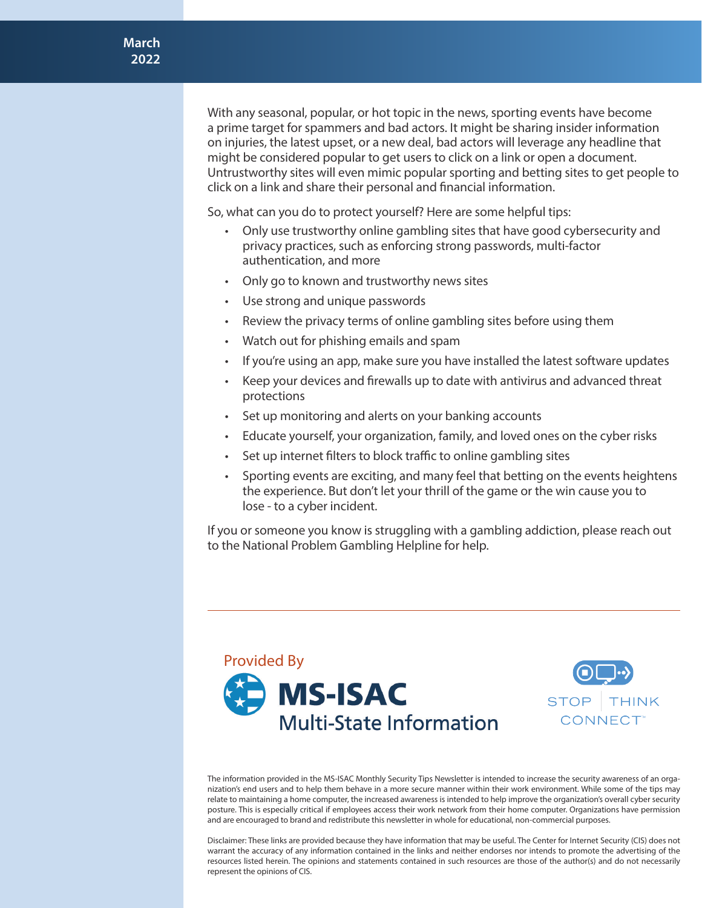March 2022

With any seasonal, popular, or hot topic in the news, sporting events have become a prime target for spammers and bad actors. It might be sharing insider information on injuries, the latest upset, or a new deal, bad actors will leverage any headline that might be considered popular to get users to click on a link or open a document. Untrustworthy sites will even mimic popular sporting and betting sites to get people to click on a link and share their personal and financial information.

So, what can you do to protect yourself? Here are some helpful tips:

- Only use trustworthy online gambling sites that have good cybersecurity and privacy practices, such as enforcing strong passwords, multi-factor authentication, and more
- Only go to known and trustworthy news sites
- Use strong and unique passwords
- Review the privacy terms of online gambling sites before using them
- Watch out for phishing emails and spam
- If you're using an app, make sure you have installed the latest software updates
- Keep your devices and firewalls up to date with antivirus and advanced threat protections
- Set up monitoring and alerts on your banking accounts
- Educate yourself, your organization, family, and loved ones on the cyber risks
- Set up internet filters to block traffic to online gambling sites
- Sporting events are exciting, and many feel that betting on the events heightens the experience. But don't let your thrill of the game or the win cause you to lose - to a cyber incident.

If you or someone you know is struggling with a gambling addiction, please reach out to the National Problem Gambling Helpline for help.

---

Provided By

MS-ISAC Multi-State Information

STOP | THINK CONNECT™

The information provided in the MS-ISAC Monthly Security Tips Newsletter is intended to increase the security awareness of an organization's end users and to help them behave in a more secure manner within their work environment. While some of the tips may relate to maintaining a home computer, the increased awareness is intended to help improve the organization's overall cyber security posture. This is especially critical if employees access their work network from their home computer. Organizations have permission and are encouraged to brand and redistribute this newsletter in whole for educational, non-commercial purposes.

Disclaimer: These links are provided because they have information that may be useful. The Center for Internet Security (CIS) does not warrant the accuracy of any information contained in the links and neither endorses nor intends to promote the advertising of the resources listed herein. The opinions and statements contained in such resources are those of the author(s) and do not necessarily represent the opinions of CIS.